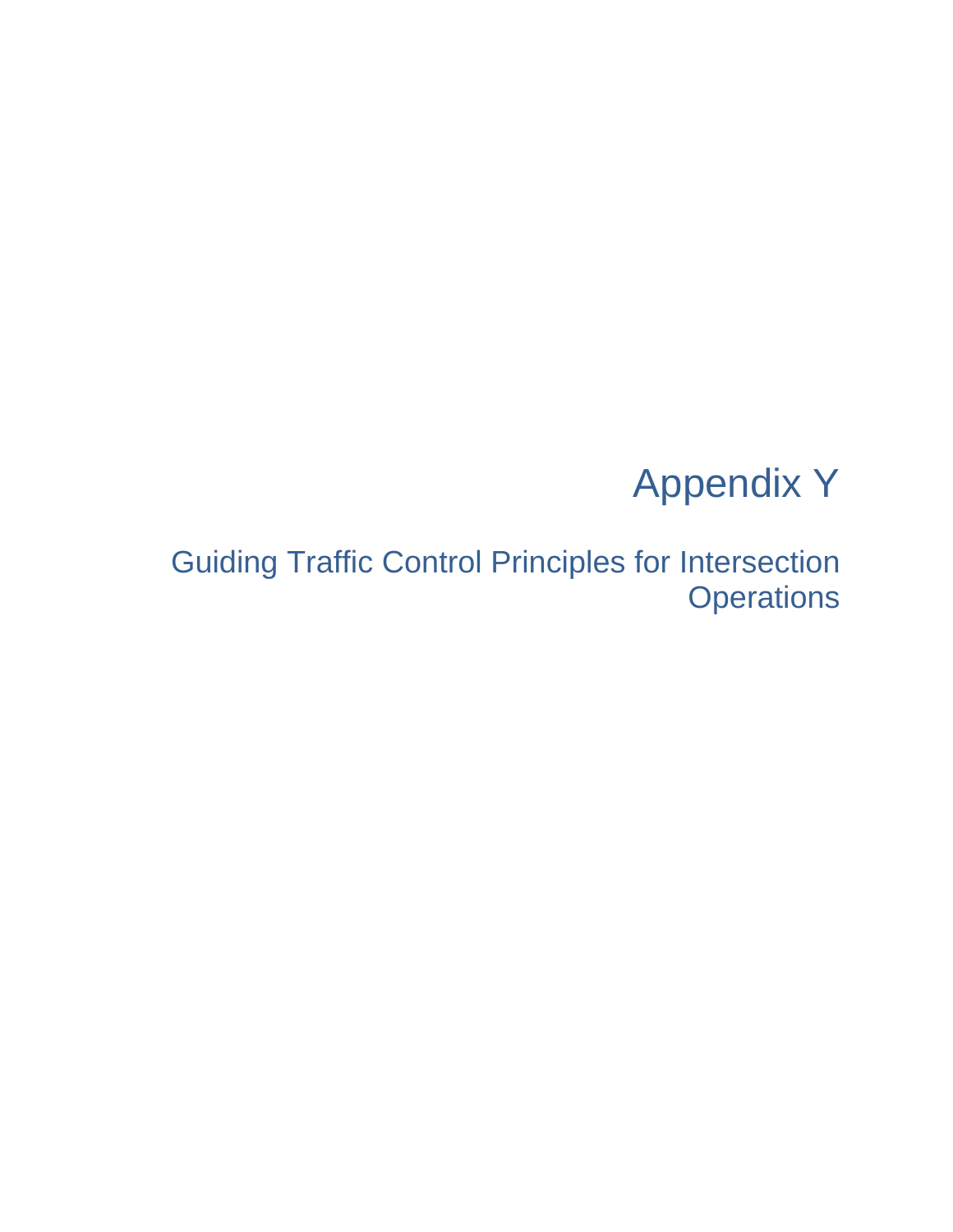# Appendix Y

## Guiding Traffic Control Principles for Intersection Operations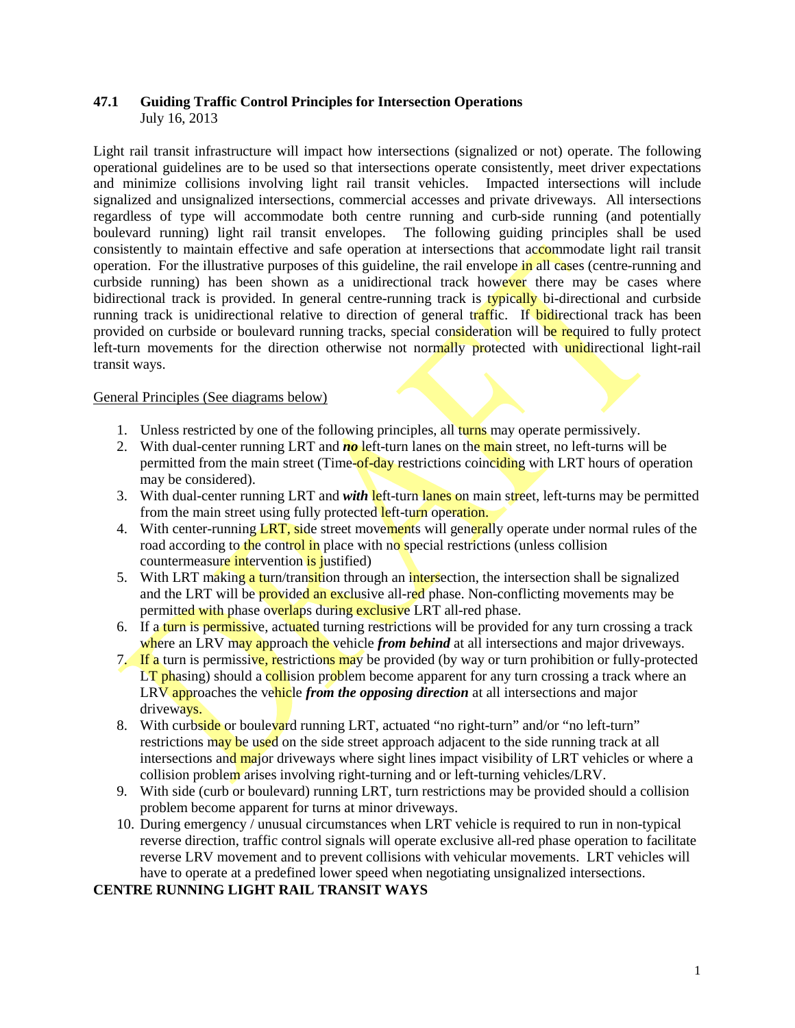## 47.1 Guiding Traffic Control Principles for Intersection Operations

July 16, 2013

Light rail transit infrastructure will impact how intersections (signalized or not) operate. The following operational guidelines are to be used so that intersections operate consistently, meet driver expectations and minimize collisions involving light rail transit vehicles. Impacted intersections will include signalized and unsignalized intersections, commercial accesses and private driveways. All intersections regardless of type will accommodate both centre running and curb-side running (and potentially boulevard running) light rail transit envelopes. The following guiding principles shall be used consistently to maintain effective and safe operation at intersections that accommodate light rail transit operation. For the illustrative purposes of this guideline, the rail envelope in all cases (centre-running and curbside running) has been shown as a unidirectional track however there may be cases where bidirectional track is provided. In general centre-running track is typically bi-directional and curbside running track is unidirectional relative to direction of general traffic. If bidirectional track has been provided on curbside or boulevard running tracks, special consideration will be required to fully protect left-turn movements for the direction otherwise not normally protected with unidirectional light-rail transit ways.

General Principles (See diagrams below)

1. Unless restricted by one of the following principles, all turns may operate permissively.
2. With dual-center running LRT and ***no*** left-turn lanes on the main street, no left-turns will be permitted from the main street (Time-of-day restrictions coinciding with LRT hours of operation may be considered).
3. With dual-center running LRT and ***with*** left-turn lanes on main street, left-turns may be permitted from the main street using fully protected left-turn operation.
4. With center-running LRT, side street movements will generally operate under normal rules of the road according to the control in place with no special restrictions (unless collision countermeasure intervention is justified)
5. With LRT making a turn/transition through an intersection, the intersection shall be signalized and the LRT will be provided an exclusive all-red phase. Non-conflicting movements may be permitted with phase overlaps during exclusive LRT all-red phase.
6. If a turn is permissive, actuated turning restrictions will be provided for any turn crossing a track where an LRV may approach the vehicle ***from behind*** at all intersections and major driveways.
7. If a turn is permissive, restrictions may be provided (by way or turn prohibition or fully-protected LT phasing) should a collision problem become apparent for any turn crossing a track where an LRV approaches the vehicle ***from the opposing direction*** at all intersections and major driveways.
8. With curbside or boulevard running LRT, actuated "no right-turn" and/or "no left-turn" restrictions may be used on the side street approach adjacent to the side running track at all intersections and major driveways where sight lines impact visibility of LRT vehicles or where a collision problem arises involving right-turning and or left-turning vehicles/LRV.
9. With side (curb or boulevard) running LRT, turn restrictions may be provided should a collision problem become apparent for turns at minor driveways.
10. During emergency / unusual circumstances when LRT vehicle is required to run in non-typical reverse direction, traffic control signals will operate exclusive all-red phase operation to facilitate reverse LRV movement and to prevent collisions with vehicular movements. LRT vehicles will have to operate at a predefined lower speed when negotiating unsignalized intersections.

**CENTRE RUNNING LIGHT RAIL TRANSIT WAYS**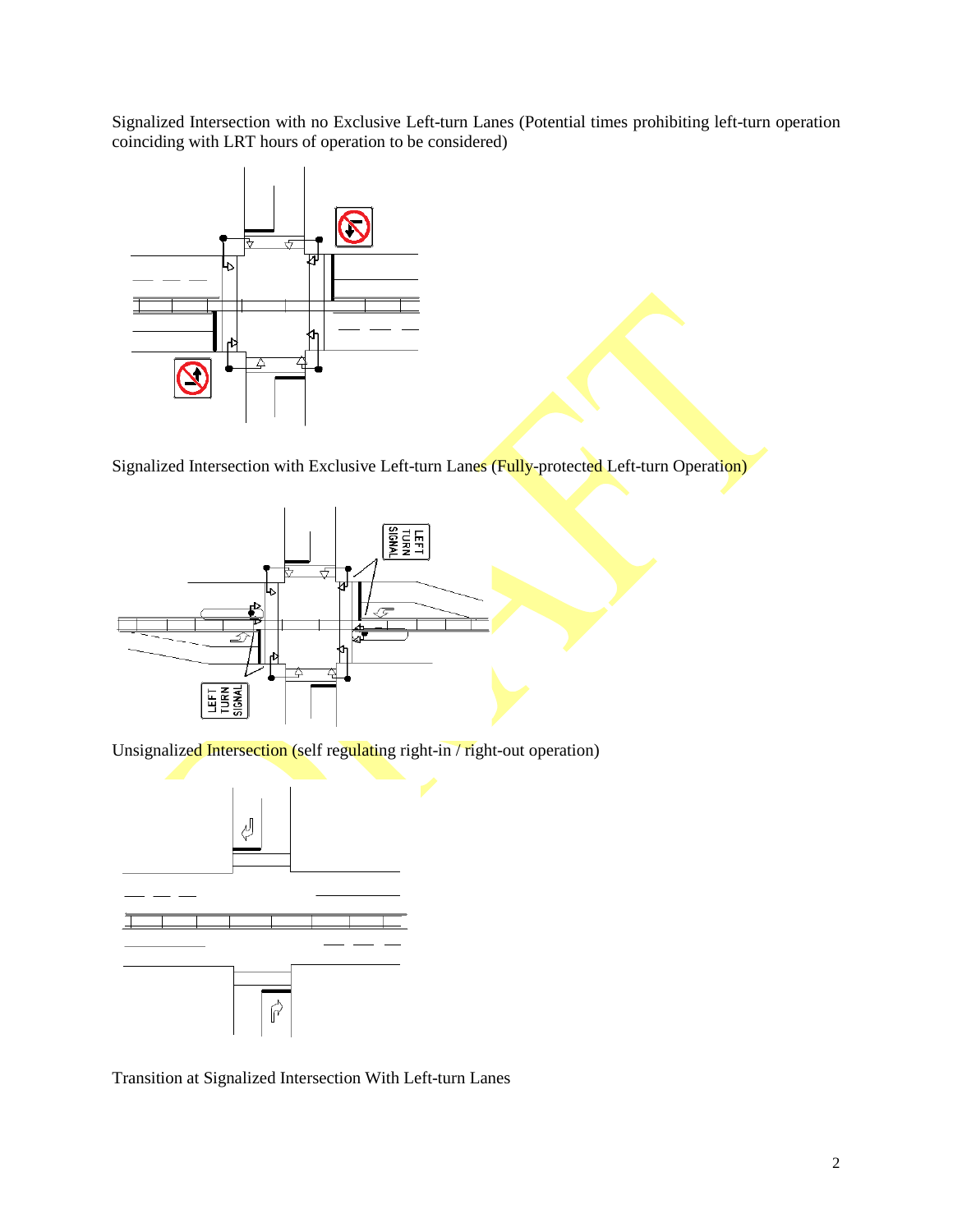Signalized Intersection with no Exclusive Left-turn Lanes (Potential times prohibiting left-turn operation coinciding with LRT hours of operation to be considered)

Signalized Intersection with Exclusive Left-turn Lanes (Fully-protected Left-turn Operation)

LEFT TURN SIGNAL

LEFT TURN SIGNAL

Unsignalized Intersection (self regulating right-in / right-out operation)

Transition at Signalized Intersection With Left-turn Lanes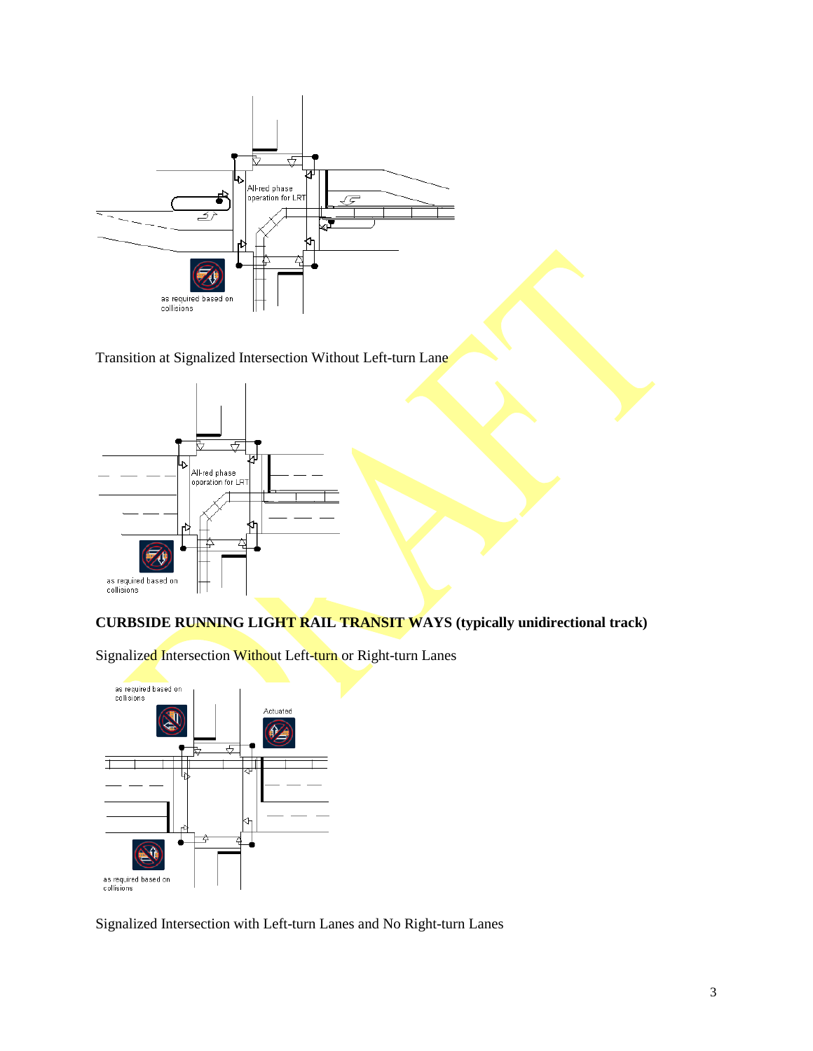All-red phase operation for LRT

as required based on collisions

Transition at Signalized Intersection Without Left-turn Lane

All-red phase operation for LRT

as required based on collisions

**CURBSIDE RUNNING LIGHT RAIL TRANSIT WAYS (typically unidirectional track)**

Signalized Intersection Without Left-turn or Right-turn Lanes

as required based on collisions

Actuated

as required based on collisions

Signalized Intersection with Left-turn Lanes and No Right-turn Lanes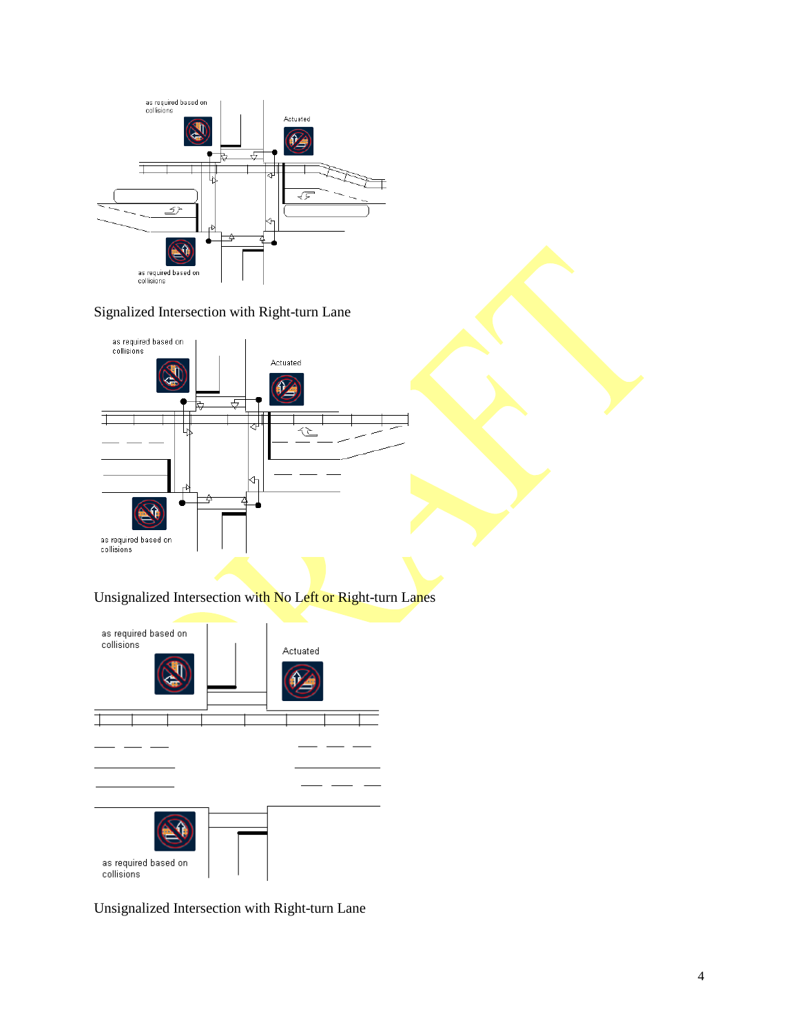as required based on collisions

Actuated

as required based on collisions

Signalized Intersection with Right-turn Lane

as required based on collisions

Actuated

as required based on collisions

Unsignalized Intersection with No Left or Right-turn Lanes

as required based on collisions

Actuated

as required based on collisions

Unsignalized Intersection with Right-turn Lane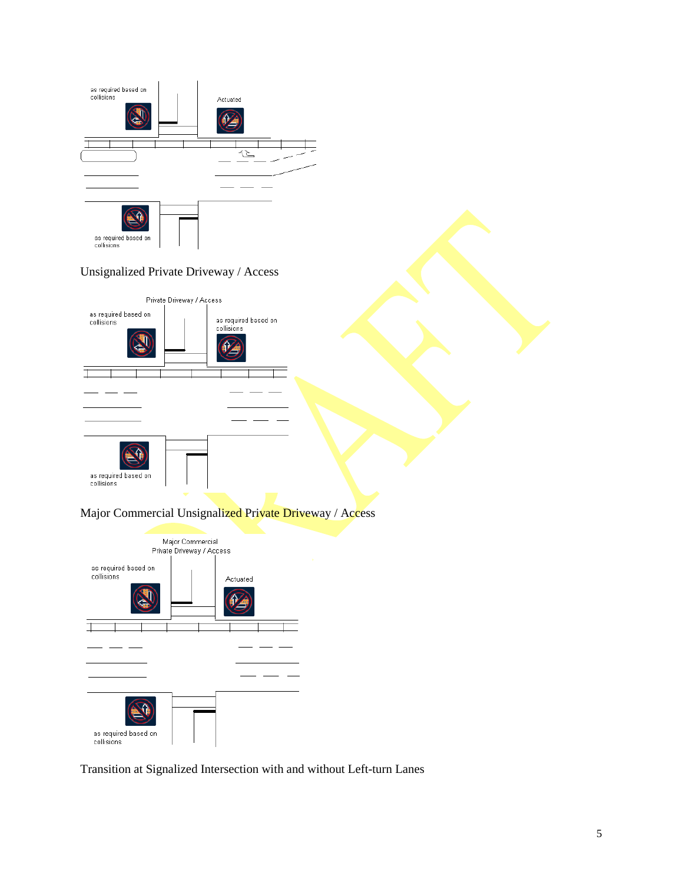as required based on collisions

Actuated

as required based on collisions

Unsignalized Private Driveway / Access

Private Driveway / Access

as required based on collisions

as required based on collisions

as required based on collisions

Major Commercial Unsignalized Private Driveway / Access

Major Commercial Private Driveway / Access

as required based on collisions

Actuated

as required based on collisions

Transition at Signalized Intersection with and without Left-turn Lanes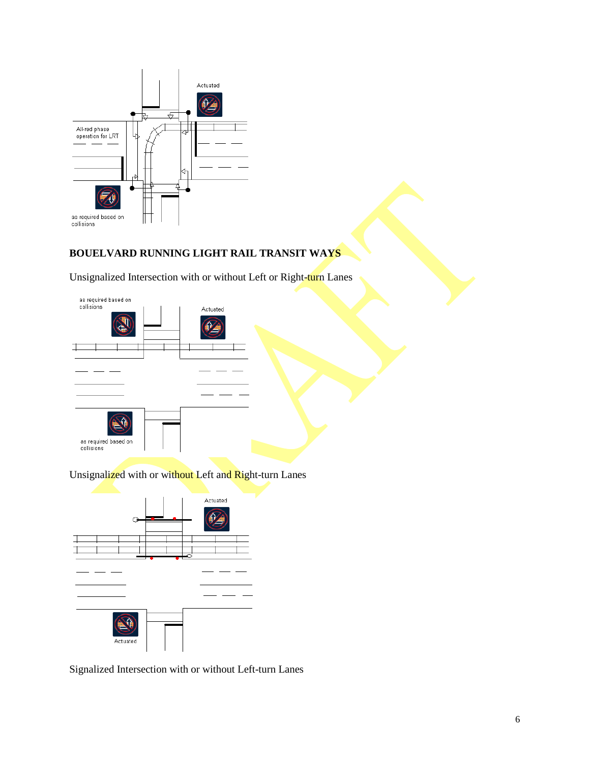Actuated

All-red phase operation for LRT

as required based on collisions

## BOUELVARD RUNNING LIGHT RAIL TRANSIT WAYS

Unsignalized Intersection with or without Left or Right-turn Lanes

as required based on collisions

Actuated

as required based on collisions

Unsignalized with or without Left and Right-turn Lanes

Actuated

Actuated

Signalized Intersection with or without Left-turn Lanes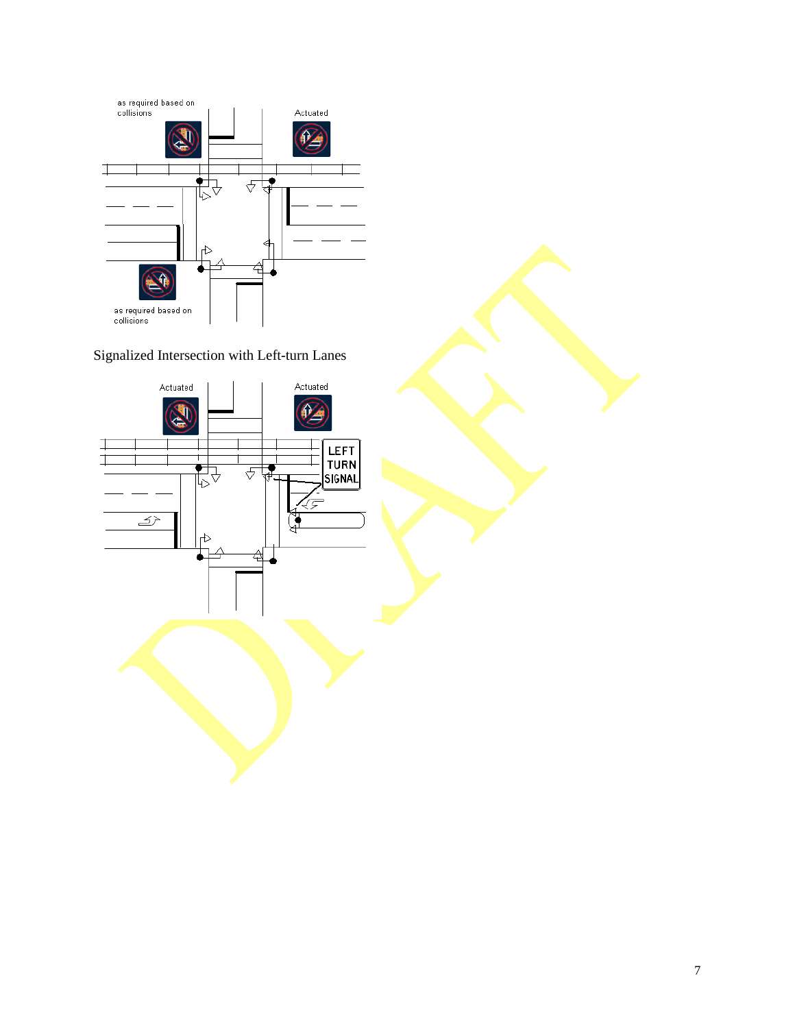as required based on collisions

Actuated

as required based on collisions

Signalized Intersection with Left-turn Lanes

Actuated

Actuated

LEFT TURN SIGNAL